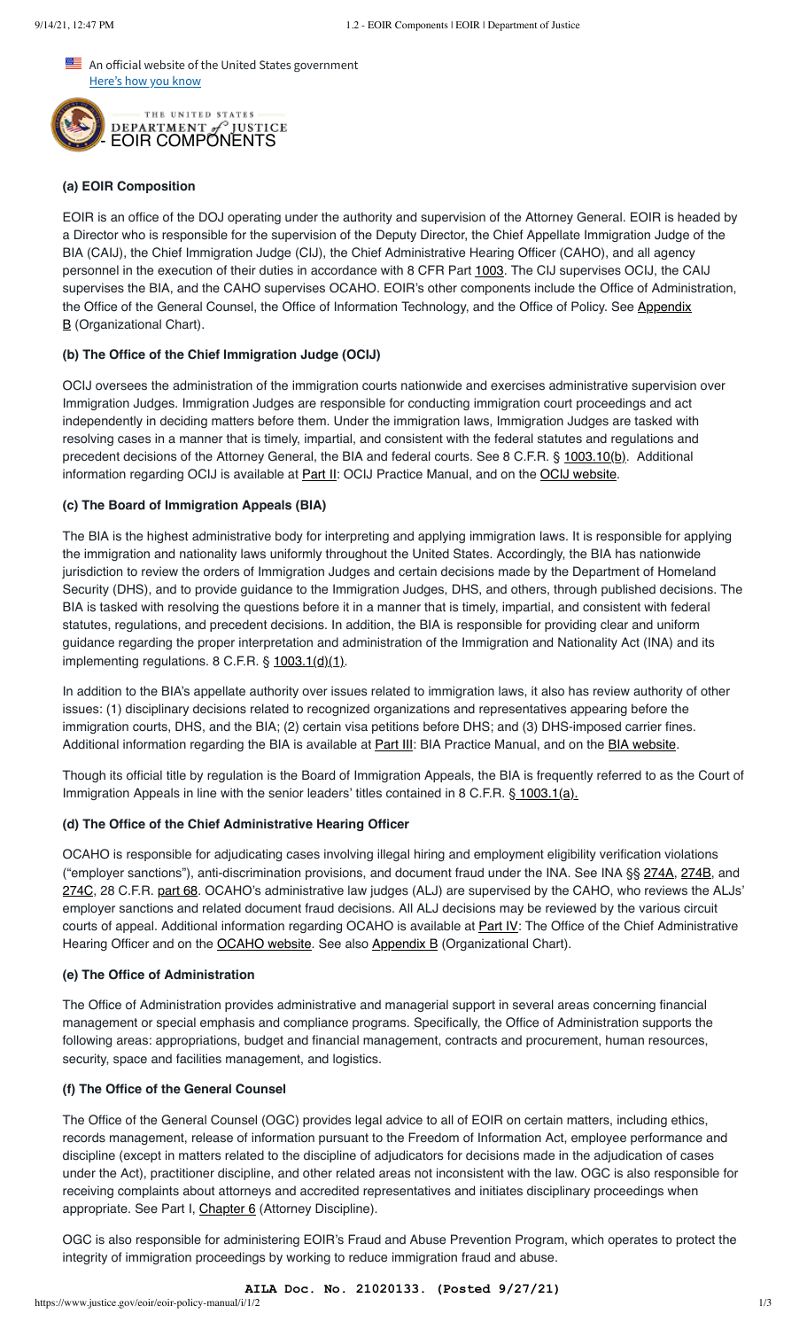An official website of the United States government
Here's how you know

# 1.2 - EOIR COMPONENTS

### (a) EOIR Composition

EOIR is an office of the DOJ operating under the authority and supervision of the Attorney General. EOIR is headed by a Director who is responsible for the supervision of the Deputy Director, the Chief Appellate Immigration Judge of the BIA (CAIJ), the Chief Immigration Judge (CIJ), the Chief Administrative Hearing Officer (CAHO), and all agency personnel in the execution of their duties in accordance with 8 CFR Part 1003. The CIJ supervises OCIJ, the CAIJ supervises the BIA, and the CAHO supervises OCAHO. EOIR's other components include the Office of Administration, the Office of the General Counsel, the Office of Information Technology, and the Office of Policy. See Appendix B (Organizational Chart).

### (b) The Office of the Chief Immigration Judge (OCIJ)

OCIJ oversees the administration of the immigration courts nationwide and exercises administrative supervision over Immigration Judges. Immigration Judges are responsible for conducting immigration court proceedings and act independently in deciding matters before them. Under the immigration laws, Immigration Judges are tasked with resolving cases in a manner that is timely, impartial, and consistent with the federal statutes and regulations and precedent decisions of the Attorney General, the BIA and federal courts. See 8 C.F.R. § 1003.10(b). Additional information regarding OCIJ is available at Part II: OCIJ Practice Manual, and on the OCIJ website.

### (c) The Board of Immigration Appeals (BIA)

The BIA is the highest administrative body for interpreting and applying immigration laws. It is responsible for applying the immigration and nationality laws uniformly throughout the United States. Accordingly, the BIA has nationwide jurisdiction to review the orders of Immigration Judges and certain decisions made by the Department of Homeland Security (DHS), and to provide guidance to the Immigration Judges, DHS, and others, through published decisions. The BIA is tasked with resolving the questions before it in a manner that is timely, impartial, and consistent with federal statutes, regulations, and precedent decisions. In addition, the BIA is responsible for providing clear and uniform guidance regarding the proper interpretation and administration of the Immigration and Nationality Act (INA) and its implementing regulations. 8 C.F.R. § 1003.1(d)(1).

In addition to the BIA's appellate authority over issues related to immigration laws, it also has review authority of other issues: (1) disciplinary decisions related to recognized organizations and representatives appearing before the immigration courts, DHS, and the BIA; (2) certain visa petitions before DHS; and (3) DHS-imposed carrier fines. Additional information regarding the BIA is available at Part III: BIA Practice Manual, and on the BIA website.

Though its official title by regulation is the Board of Immigration Appeals, the BIA is frequently referred to as the Court of Immigration Appeals in line with the senior leaders' titles contained in 8 C.F.R. § 1003.1(a).

### (d) The Office of the Chief Administrative Hearing Officer

OCAHO is responsible for adjudicating cases involving illegal hiring and employment eligibility verification violations ("employer sanctions"), anti-discrimination provisions, and document fraud under the INA. See INA §§ 274A, 274B, and 274C, 28 C.F.R. part 68. OCAHO's administrative law judges (ALJ) are supervised by the CAHO, who reviews the ALJs' employer sanctions and related document fraud decisions. All ALJ decisions may be reviewed by the various circuit courts of appeal. Additional information regarding OCAHO is available at Part IV: The Office of the Chief Administrative Hearing Officer and on the OCAHO website. See also Appendix B (Organizational Chart).

### (e) The Office of Administration

The Office of Administration provides administrative and managerial support in several areas concerning financial management or special emphasis and compliance programs. Specifically, the Office of Administration supports the following areas: appropriations, budget and financial management, contracts and procurement, human resources, security, space and facilities management, and logistics.

### (f) The Office of the General Counsel

The Office of the General Counsel (OGC) provides legal advice to all of EOIR on certain matters, including ethics, records management, release of information pursuant to the Freedom of Information Act, employee performance and discipline (except in matters related to the discipline of adjudicators for decisions made in the adjudication of cases under the Act), practitioner discipline, and other related areas not inconsistent with the law. OGC is also responsible for receiving complaints about attorneys and accredited representatives and initiates disciplinary proceedings when appropriate. See Part I, Chapter 6 (Attorney Discipline).

OGC is also responsible for administering EOIR's Fraud and Abuse Prevention Program, which operates to protect the integrity of immigration proceedings by working to reduce immigration fraud and abuse.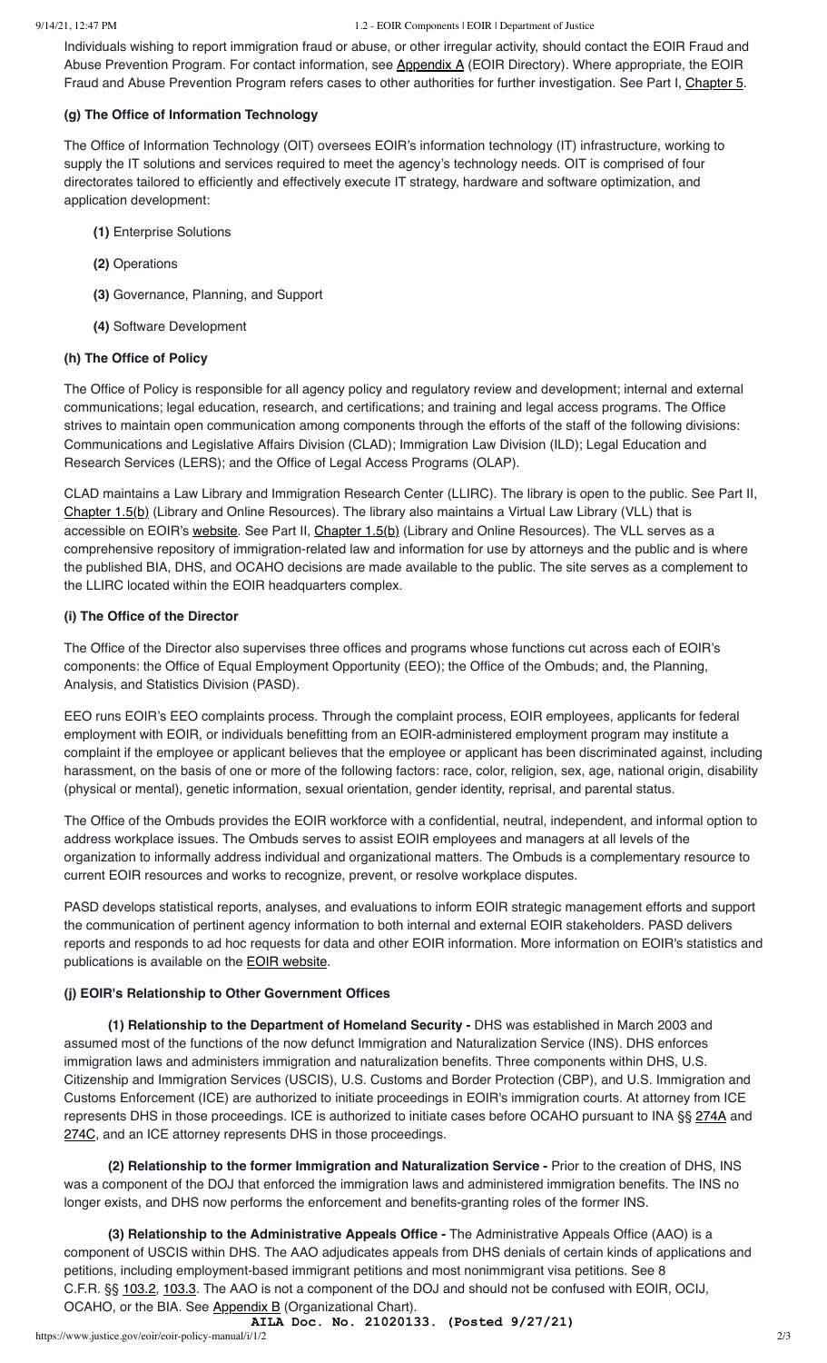Individuals wishing to report immigration fraud or abuse, or other irregular activity, should contact the EOIR Fraud and Abuse Prevention Program. For contact information, see Appendix A (EOIR Directory). Where appropriate, the EOIR Fraud and Abuse Prevention Program refers cases to other authorities for further investigation. See Part I, Chapter 5.

### (g) The Office of Information Technology

The Office of Information Technology (OIT) oversees EOIR's information technology (IT) infrastructure, working to supply the IT solutions and services required to meet the agency's technology needs. OIT is comprised of four directorates tailored to efficiently and effectively execute IT strategy, hardware and software optimization, and application development:

- **(1)** Enterprise Solutions
- **(2)** Operations
- **(3)** Governance, Planning, and Support
- **(4)** Software Development

### (h) The Office of Policy

The Office of Policy is responsible for all agency policy and regulatory review and development; internal and external communications; legal education, research, and certifications; and training and legal access programs. The Office strives to maintain open communication among components through the efforts of the staff of the following divisions: Communications and Legislative Affairs Division (CLAD); Immigration Law Division (ILD); Legal Education and Research Services (LERS); and the Office of Legal Access Programs (OLAP).

CLAD maintains a Law Library and Immigration Research Center (LLIRC). The library is open to the public. See Part II, Chapter 1.5(b) (Library and Online Resources). The library also maintains a Virtual Law Library (VLL) that is accessible on EOIR's website. See Part II, Chapter 1.5(b) (Library and Online Resources). The VLL serves as a comprehensive repository of immigration-related law and information for use by attorneys and the public and is where the published BIA, DHS, and OCAHO decisions are made available to the public. The site serves as a complement to the LLIRC located within the EOIR headquarters complex.

### (i) The Office of the Director

The Office of the Director also supervises three offices and programs whose functions cut across each of EOIR's components: the Office of Equal Employment Opportunity (EEO); the Office of the Ombuds; and, the Planning, Analysis, and Statistics Division (PASD).

EEO runs EOIR's EEO complaints process. Through the complaint process, EOIR employees, applicants for federal employment with EOIR, or individuals benefitting from an EOIR-administered employment program may institute a complaint if the employee or applicant believes that the employee or applicant has been discriminated against, including harassment, on the basis of one or more of the following factors: race, color, religion, sex, age, national origin, disability (physical or mental), genetic information, sexual orientation, gender identity, reprisal, and parental status.

The Office of the Ombuds provides the EOIR workforce with a confidential, neutral, independent, and informal option to address workplace issues. The Ombuds serves to assist EOIR employees and managers at all levels of the organization to informally address individual and organizational matters. The Ombuds is a complementary resource to current EOIR resources and works to recognize, prevent, or resolve workplace disputes.

PASD develops statistical reports, analyses, and evaluations to inform EOIR strategic management efforts and support the communication of pertinent agency information to both internal and external EOIR stakeholders. PASD delivers reports and responds to ad hoc requests for data and other EOIR information. More information on EOIR's statistics and publications is available on the EOIR website.

### (j) EOIR's Relationship to Other Government Offices

**(1) Relationship to the Department of Homeland Security -** DHS was established in March 2003 and assumed most of the functions of the now defunct Immigration and Naturalization Service (INS). DHS enforces immigration laws and administers immigration and naturalization benefits. Three components within DHS, U.S. Citizenship and Immigration Services (USCIS), U.S. Customs and Border Protection (CBP), and U.S. Immigration and Customs Enforcement (ICE) are authorized to initiate proceedings in EOIR's immigration courts. An attorney from ICE represents DHS in those proceedings. ICE is authorized to initiate cases before OCAHO pursuant to INA §§ 274A and 274C, and an ICE attorney represents DHS in those proceedings.

**(2) Relationship to the former Immigration and Naturalization Service -** Prior to the creation of DHS, INS was a component of the DOJ that enforced the immigration laws and administered immigration benefits. The INS no longer exists, and DHS now performs the enforcement and benefits-granting roles of the former INS.

**(3) Relationship to the Administrative Appeals Office -** The Administrative Appeals Office (AAO) is a component of USCIS within DHS. The AAO adjudicates appeals from DHS denials of certain kinds of applications and petitions, including employment-based immigrant petitions and most nonimmigrant visa petitions. See 8 C.F.R. §§ 103.2, 103.3. The AAO is not a component of the DOJ and should not be confused with EOIR, OCIJ, OCAHO, or the BIA. See Appendix B (Organizational Chart).

AILA Doc. No. 21020133. (Posted 9/27/21)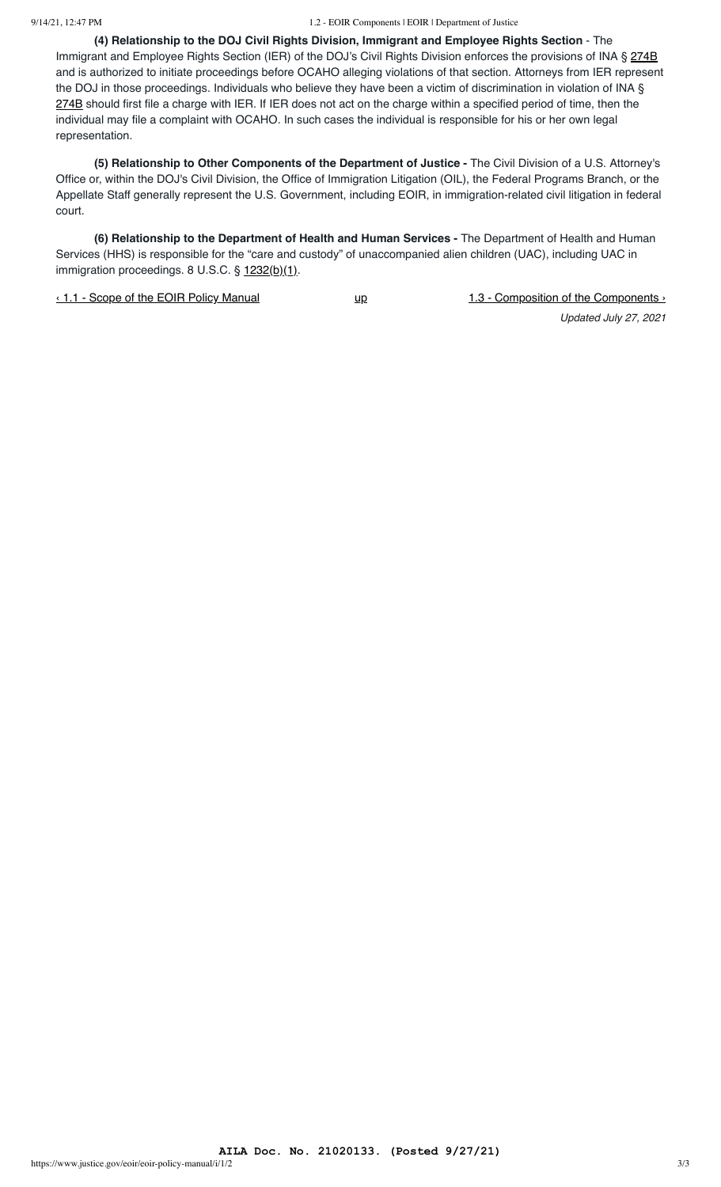**(4) Relationship to the DOJ Civil Rights Division, Immigrant and Employee Rights Section** - The Immigrant and Employee Rights Section (IER) of the DOJ's Civil Rights Division enforces the provisions of INA § 274B and is authorized to initiate proceedings before OCAHO alleging violations of that section. Attorneys from IER represent the DOJ in those proceedings. Individuals who believe they have been a victim of discrimination in violation of INA § 274B should first file a charge with IER. If IER does not act on the charge within a specified period of time, then the individual may file a complaint with OCAHO. In such cases the individual is responsible for his or her own legal representation.

**(5) Relationship to Other Components of the Department of Justice -** The Civil Division of a U.S. Attorney's Office or, within the DOJ's Civil Division, the Office of Immigration Litigation (OIL), the Federal Programs Branch, or the Appellate Staff generally represent the U.S. Government, including EOIR, in immigration-related civil litigation in federal court.

**(6) Relationship to the Department of Health and Human Services -** The Department of Health and Human Services (HHS) is responsible for the "care and custody" of unaccompanied alien children (UAC), including UAC in immigration proceedings. 8 U.S.C. § 1232(b)(1).

‹ 1.1 - Scope of the EOIR Policy Manual up 1.3 - Composition of the Components ›

*Updated July 27, 2021*

**AILA Doc. No. 21020133. (Posted 9/27/21)**